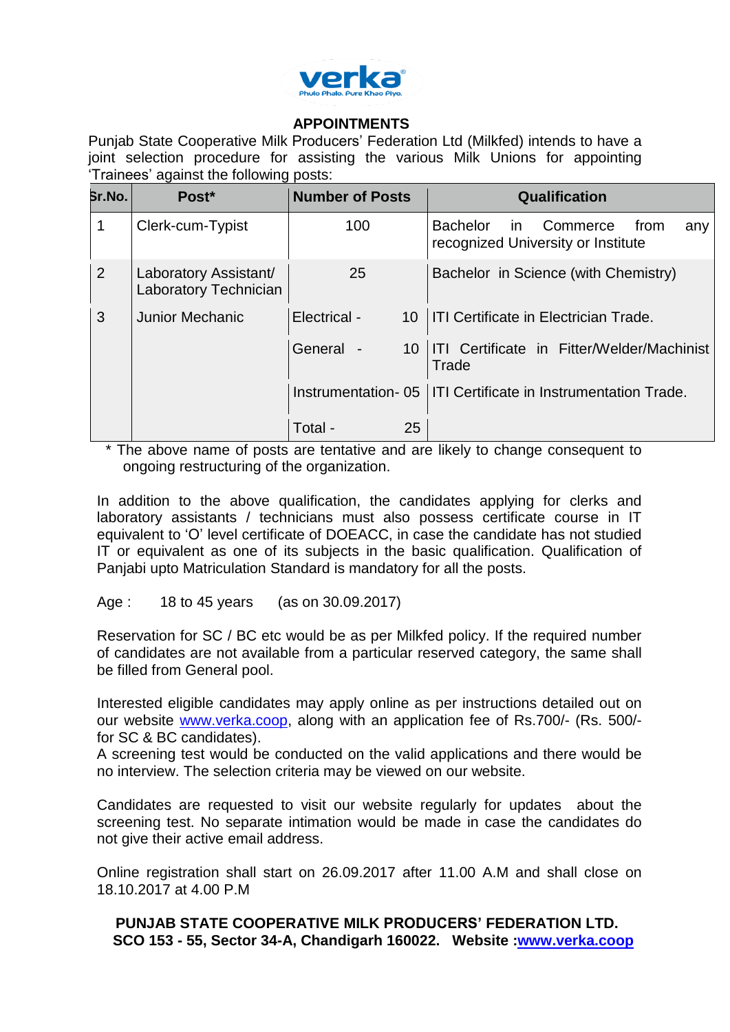verka

Phulo Phalo. Pure Khao Piyo.

## APPOINTMENTS

Punjab State Cooperative Milk Producers' Federation Ltd (Milkfed) intends to have a joint selection procedure for assisting the various Milk Unions for appointing 'Trainees' against the following posts:

| Sr.No. | Post* | Number of Posts | Qualification |
|---|---|---|---|
| 1 | Clerk-cum-Typist | 100 | Bachelor in Commerce from any recognized University or Institute |
| 2 | Laboratory Assistant/ Laboratory Technician | 25 | Bachelor in Science (with Chemistry) |
| 3 | Junior Mechanic | Electrical - 10 | ITI Certificate in Electrician Trade. |
| | | General - 10 | ITI Certificate in Fitter/Welder/Machinist Trade |
| | | Instrumentation- 05 | ITI Certificate in Instrumentation Trade. |
| | | Total - 25 | |

\* The above name of posts are tentative and are likely to change consequent to ongoing restructuring of the organization.

In addition to the above qualification, the candidates applying for clerks and laboratory assistants / technicians must also possess certificate course in IT equivalent to 'O' level certificate of DOEACC, in case the candidate has not studied IT or equivalent as one of its subjects in the basic qualification. Qualification of Panjabi upto Matriculation Standard is mandatory for all the posts.

Age : 18 to 45 years (as on 30.09.2017)

Reservation for SC / BC etc would be as per Milkfed policy. If the required number of candidates are not available from a particular reserved category, the same shall be filled from General pool.

Interested eligible candidates may apply online as per instructions detailed out on our website www.verka.coop, along with an application fee of Rs.700/- (Rs. 500/- for SC & BC candidates).

A screening test would be conducted on the valid applications and there would be no interview. The selection criteria may be viewed on our website.

Candidates are requested to visit our website regularly for updates about the screening test. No separate intimation would be made in case the candidates do not give their active email address.

Online registration shall start on 26.09.2017 after 11.00 A.M and shall close on 18.10.2017 at 4.00 P.M

**PUNJAB STATE COOPERATIVE MILK PRODUCERS' FEDERATION LTD.**
**SCO 153 - 55, Sector 34-A, Chandigarh 160022. Website :www.verka.coop**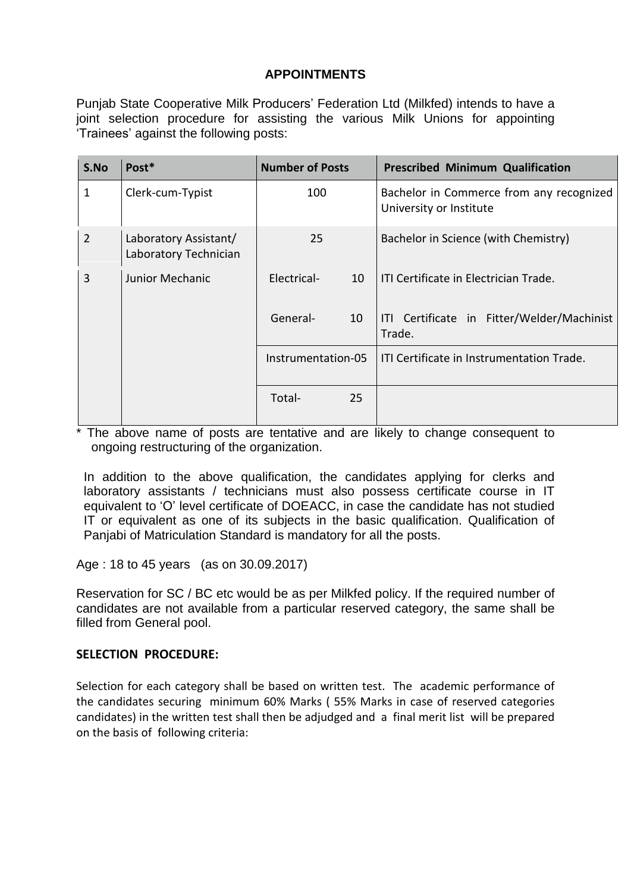**APPOINTMENTS**

Punjab State Cooperative Milk Producers' Federation Ltd (Milkfed) intends to have a joint selection procedure for assisting the various Milk Unions for appointing 'Trainees' against the following posts:

| S.No | Post* | Number of Posts | Prescribed Minimum Qualification |
|---|---|---|---|
| 1 | Clerk-cum-Typist | 100 | Bachelor in Commerce from any recognized University or Institute |
| 2 | Laboratory Assistant/ Laboratory Technician | 25 | Bachelor in Science (with Chemistry) |
| 3 | Junior Mechanic | Electrical- 10 | ITI Certificate in Electrician Trade. |
| | | General- 10 | ITI Certificate in Fitter/Welder/Machinist Trade. |
| | | Instrumentation-05 | ITI Certificate in Instrumentation Trade. |
| | | Total- 25 | |

* The above name of posts are tentative and are likely to change consequent to ongoing restructuring of the organization.

In addition to the above qualification, the candidates applying for clerks and laboratory assistants / technicians must also possess certificate course in IT equivalent to 'O' level certificate of DOEACC, in case the candidate has not studied IT or equivalent as one of its subjects in the basic qualification. Qualification of Panjabi of Matriculation Standard is mandatory for all the posts.

Age : 18 to 45 years (as on 30.09.2017)

Reservation for SC / BC etc would be as per Milkfed policy. If the required number of candidates are not available from a particular reserved category, the same shall be filled from General pool.

**SELECTION PROCEDURE:**

Selection for each category shall be based on written test. The academic performance of the candidates securing minimum 60% Marks ( 55% Marks in case of reserved categories candidates) in the written test shall then be adjudged and a final merit list will be prepared on the basis of following criteria: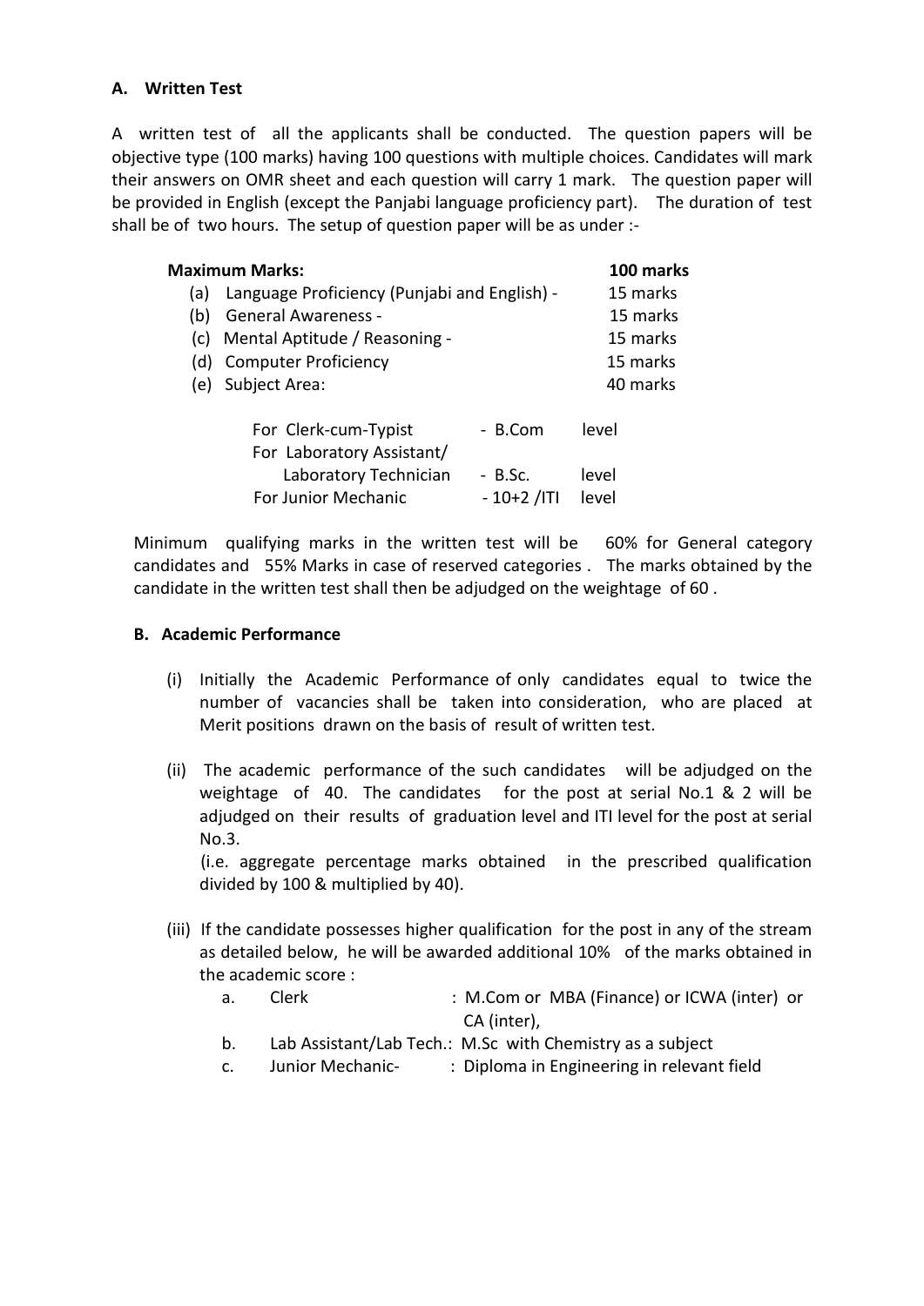### A. Written Test

A written test of all the applicants shall be conducted. The question papers will be objective type (100 marks) having 100 questions with multiple choices. Candidates will mark their answers on OMR sheet and each question will carry 1 mark. The question paper will be provided in English (except the Panjabi language proficiency part). The duration of test shall be of two hours. The setup of question paper will be as under :-

| **Maximum Marks:** | **100 marks** |
|---|---|
| (a) Language Proficiency (Punjabi and English) - | 15 marks |
| (b) General Awareness - | 15 marks |
| (c) Mental Aptitude / Reasoning - | 15 marks |
| (d) Computer Proficiency | 15 marks |
| (e) Subject Area: | 40 marks |

| | | |
|---|---|---|
| For Clerk-cum-Typist | - B.Com | level |
| For Laboratory Assistant/ Laboratory Technician | - B.Sc. | level |
| For Junior Mechanic | - 10+2 /ITI | level |

Minimum qualifying marks in the written test will be 60% for General category candidates and 55% Marks in case of reserved categories . The marks obtained by the candidate in the written test shall then be adjudged on the weightage of 60 .

### B. Academic Performance

(i) Initially the Academic Performance of only candidates equal to twice the number of vacancies shall be taken into consideration, who are placed at Merit positions drawn on the basis of result of written test.

(ii) The academic performance of the such candidates will be adjudged on the weightage of 40. The candidates for the post at serial No.1 & 2 will be adjudged on their results of graduation level and ITI level for the post at serial No.3.
(i.e. aggregate percentage marks obtained in the prescribed qualification divided by 100 & multiplied by 40).

(iii) If the candidate possesses higher qualification for the post in any of the stream as detailed below, he will be awarded additional 10% of the marks obtained in the academic score :

a. Clerk : M.Com or MBA (Finance) or ICWA (inter) or CA (inter),
b. Lab Assistant/Lab Tech.: M.Sc with Chemistry as a subject
c. Junior Mechanic- : Diploma in Engineering in relevant field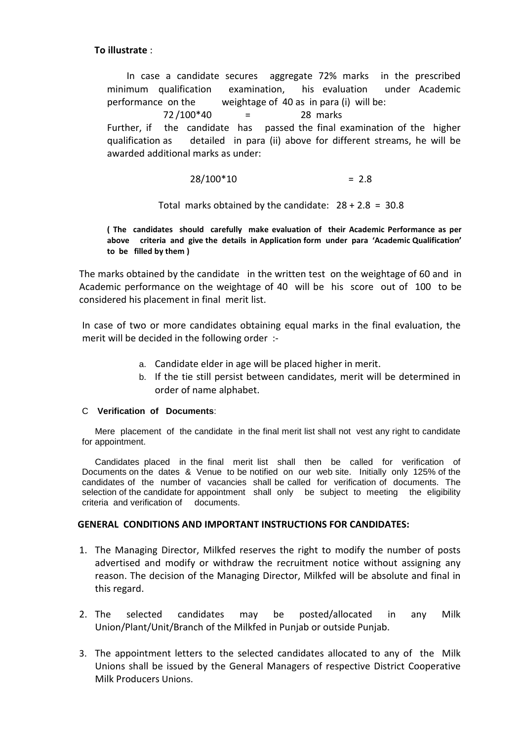**To illustrate** :

In case a candidate secures aggregate 72% marks in the prescribed minimum qualification examination, his evaluation under Academic performance on the weightage of 40 as in para (i) will be:

$$72/100*40 \quad = \quad 28 \text{ marks}$$

Further, if the candidate has passed the final examination of the higher qualification as detailed in para (ii) above for different streams, he will be awarded additional marks as under:

$$28/100*10 \quad = 2.8$$

Total marks obtained by the candidate: 28 + 2.8 = 30.8

**( The candidates should carefully make evaluation of their Academic Performance as per above criteria and give the details in Application form under para 'Academic Qualification' to be filled by them )**

The marks obtained by the candidate in the written test on the weightage of 60 and in Academic performance on the weightage of 40 will be his score out of 100 to be considered his placement in final merit list.

In case of two or more candidates obtaining equal marks in the final evaluation, the merit will be decided in the following order :-

a. Candidate elder in age will be placed higher in merit.
b. If the tie still persist between candidates, merit will be determined in order of name alphabet.

C **Verification of Documents**:

Mere placement of the candidate in the final merit list shall not vest any right to candidate for appointment.

Candidates placed in the final merit list shall then be called for verification of Documents on the dates & Venue to be notified on our web site. Initially only 125% of the candidates of the number of vacancies shall be called for verification of documents. The selection of the candidate for appointment shall only be subject to meeting the eligibility criteria and verification of documents.

**GENERAL CONDITIONS AND IMPORTANT INSTRUCTIONS FOR CANDIDATES:**

1. The Managing Director, Milkfed reserves the right to modify the number of posts advertised and modify or withdraw the recruitment notice without assigning any reason. The decision of the Managing Director, Milkfed will be absolute and final in this regard.

2. The selected candidates may be posted/allocated in any Milk Union/Plant/Unit/Branch of the Milkfed in Punjab or outside Punjab.

3. The appointment letters to the selected candidates allocated to any of the Milk Unions shall be issued by the General Managers of respective District Cooperative Milk Producers Unions.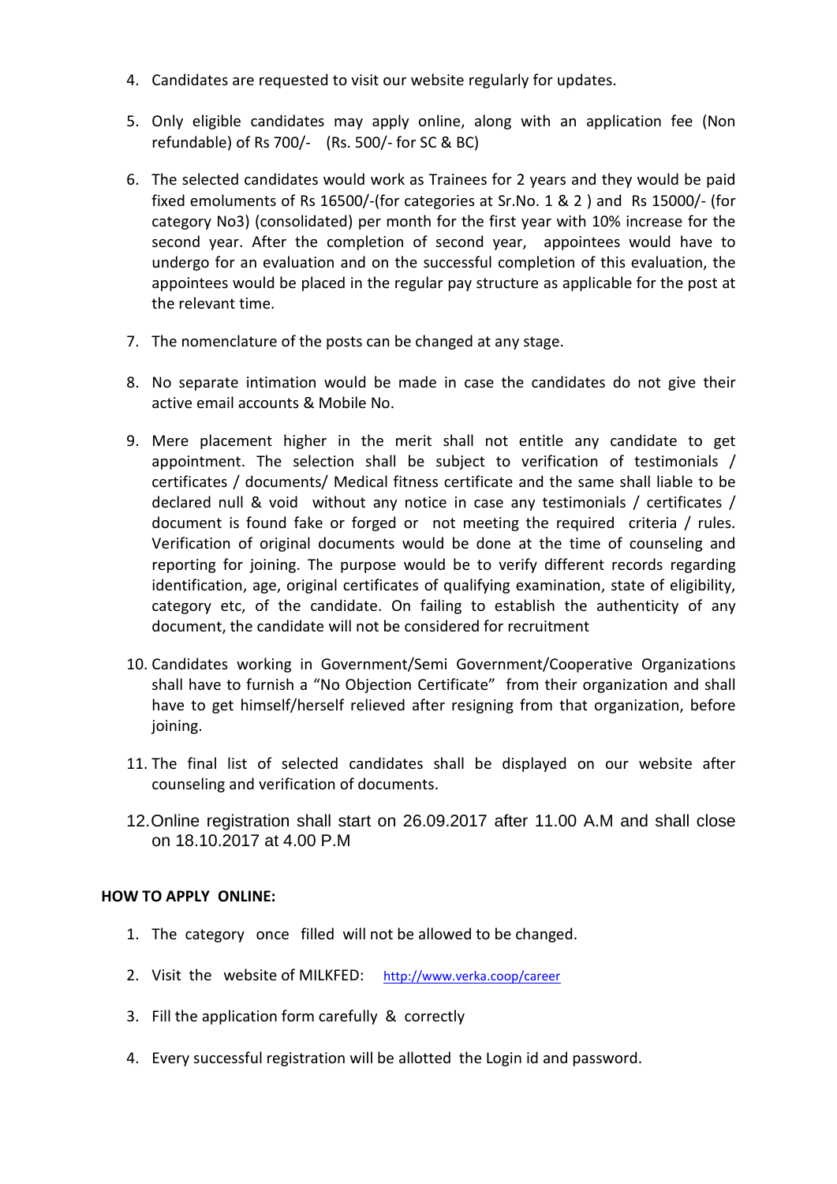4. Candidates are requested to visit our website regularly for updates.

5. Only eligible candidates may apply online, along with an application fee (Non refundable) of Rs 700/- (Rs. 500/- for SC & BC)

6. The selected candidates would work as Trainees for 2 years and they would be paid fixed emoluments of Rs 16500/-(for categories at Sr.No. 1 & 2 ) and Rs 15000/- (for category No3) (consolidated) per month for the first year with 10% increase for the second year. After the completion of second year, appointees would have to undergo for an evaluation and on the successful completion of this evaluation, the appointees would be placed in the regular pay structure as applicable for the post at the relevant time.

7. The nomenclature of the posts can be changed at any stage.

8. No separate intimation would be made in case the candidates do not give their active email accounts & Mobile No.

9. Mere placement higher in the merit shall not entitle any candidate to get appointment. The selection shall be subject to verification of testimonials / certificates / documents/ Medical fitness certificate and the same shall liable to be declared null & void without any notice in case any testimonials / certificates / document is found fake or forged or not meeting the required criteria / rules. Verification of original documents would be done at the time of counseling and reporting for joining. The purpose would be to verify different records regarding identification, age, original certificates of qualifying examination, state of eligibility, category etc, of the candidate. On failing to establish the authenticity of any document, the candidate will not be considered for recruitment

10. Candidates working in Government/Semi Government/Cooperative Organizations shall have to furnish a "No Objection Certificate" from their organization and shall have to get himself/herself relieved after resigning from that organization, before joining.

11. The final list of selected candidates shall be displayed on our website after counseling and verification of documents.

12. Online registration shall start on 26.09.2017 after 11.00 A.M and shall close on 18.10.2017 at 4.00 P.M

**HOW TO APPLY ONLINE:**

1. The category once filled will not be allowed to be changed.
2. Visit the website of MILKFED: http://www.verka.coop/career
3. Fill the application form carefully & correctly
4. Every successful registration will be allotted the Login id and password.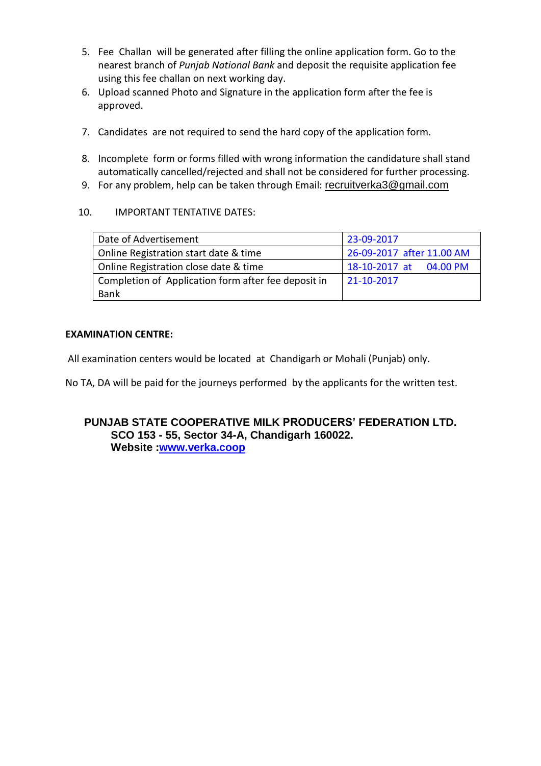5. Fee Challan will be generated after filling the online application form. Go to the nearest branch of *Punjab National Bank* and deposit the requisite application fee using this fee challan on next working day.
6. Upload scanned Photo and Signature in the application form after the fee is approved.
7. Candidates are not required to send the hard copy of the application form.
8. Incomplete form or forms filled with wrong information the candidature shall stand automatically cancelled/rejected and shall not be considered for further processing.
9. For any problem, help can be taken through Email: recruitverka3@gmail.com
10. IMPORTANT TENTATIVE DATES:

| | |
|---|---|
| Date of Advertisement | 23-09-2017 |
| Online Registration start date & time | 26-09-2017 after 11.00 AM |
| Online Registration close date & time | 18-10-2017 at 04.00 PM |
| Completion of Application form after fee deposit in Bank | 21-10-2017 |

**EXAMINATION CENTRE:**

All examination centers would be located at Chandigarh or Mohali (Punjab) only.

No TA, DA will be paid for the journeys performed by the applicants for the written test.

**PUNJAB STATE COOPERATIVE MILK PRODUCERS' FEDERATION LTD.**
**SCO 153 - 55, Sector 34-A, Chandigarh 160022.**
**Website :www.verka.coop**